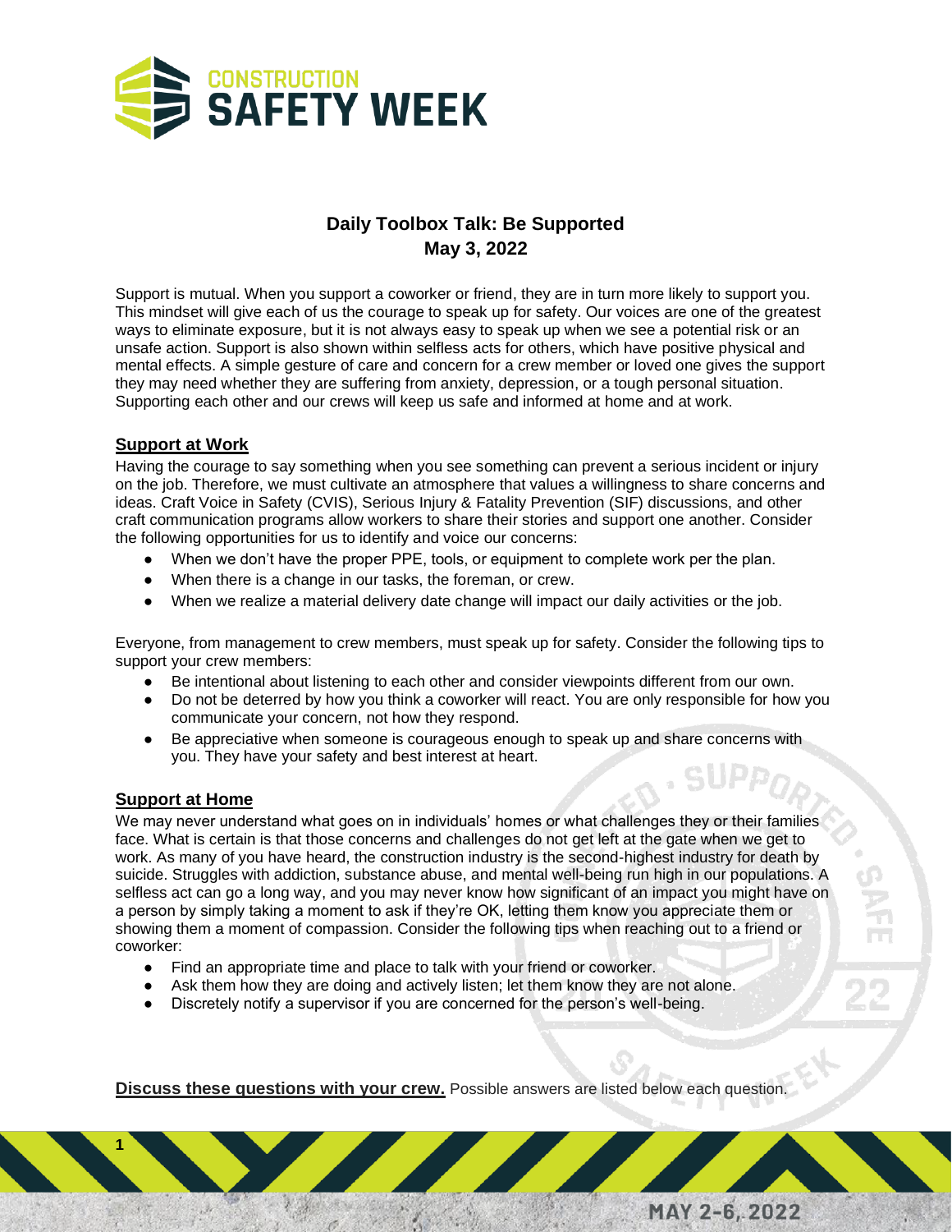# Daily Toolbox Talk: Be Supported
## May 3, 2022

Support is mutual. When you support a coworker or friend, they are in turn more likely to support you. This mindset will give each of us the courage to speak up for safety. Our voices are one of the greatest ways to eliminate exposure, but it is not always easy to speak up when we see a potential risk or an unsafe action. Support is also shown within selfless acts for others, which have positive physical and mental effects. A simple gesture of care and concern for a crew member or loved one gives the support they may need whether they are suffering from anxiety, depression, or a tough personal situation. Supporting each other and our crews will keep us safe and informed at home and at work.

### Support at Work

Having the courage to say something when you see something can prevent a serious incident or injury on the job. Therefore, we must cultivate an atmosphere that values a willingness to share concerns and ideas. Craft Voice in Safety (CVIS), Serious Injury & Fatality Prevention (SIF) discussions, and other craft communication programs allow workers to share their stories and support one another. Consider the following opportunities for us to identify and voice our concerns:

- When we don't have the proper PPE, tools, or equipment to complete work per the plan.
- When there is a change in our tasks, the foreman, or crew.
- When we realize a material delivery date change will impact our daily activities or the job.

Everyone, from management to crew members, must speak up for safety. Consider the following tips to support your crew members:

- Be intentional about listening to each other and consider viewpoints different from our own.
- Do not be deterred by how you think a coworker will react. You are only responsible for how you communicate your concern, not how they respond.
- Be appreciative when someone is courageous enough to speak up and share concerns with you. They have your safety and best interest at heart.

### Support at Home

We may never understand what goes on in individuals' homes or what challenges they or their families face. What is certain is that those concerns and challenges do not get left at the gate when we get to work. As many of you have heard, the construction industry is the second-highest industry for death by suicide. Struggles with addiction, substance abuse, and mental well-being run high in our populations. A selfless act can go a long way, and you may never know how significant of an impact you might have on a person by simply taking a moment to ask if they're OK, letting them know you appreciate them or showing them a moment of compassion. Consider the following tips when reaching out to a friend or coworker:

- Find an appropriate time and place to talk with your friend or coworker.
- Ask them how they are doing and actively listen; let them know they are not alone.
- Discretely notify a supervisor if you are concerned for the person's well-being.

**Discuss these questions with your crew.** Possible answers are listed below each question.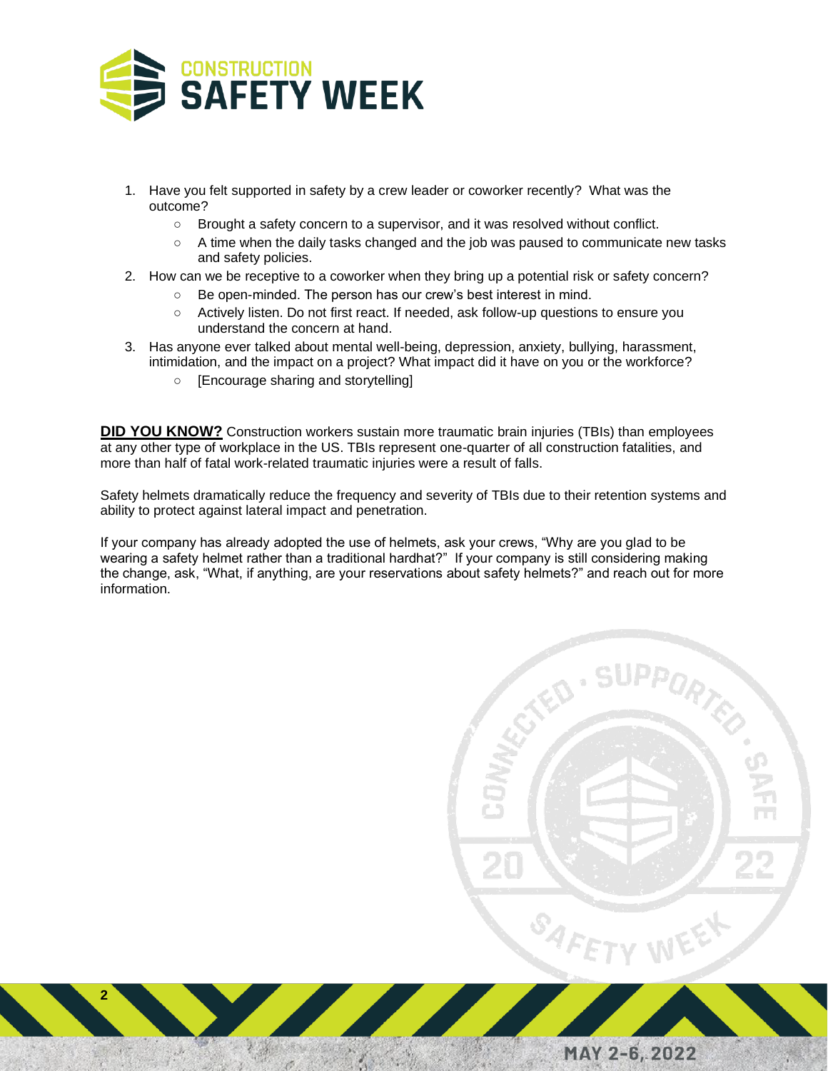1. Have you felt supported in safety by a crew leader or coworker recently? What was the outcome?
   - Brought a safety concern to a supervisor, and it was resolved without conflict.
   - A time when the daily tasks changed and the job was paused to communicate new tasks and safety policies.
2. How can we be receptive to a coworker when they bring up a potential risk or safety concern?
   - Be open-minded. The person has our crew's best interest in mind.
   - Actively listen. Do not first react. If needed, ask follow-up questions to ensure you understand the concern at hand.
3. Has anyone ever talked about mental well-being, depression, anxiety, bullying, harassment, intimidation, and the impact on a project? What impact did it have on you or the workforce?
   - [Encourage sharing and storytelling]

**DID YOU KNOW?** Construction workers sustain more traumatic brain injuries (TBIs) than employees at any other type of workplace in the US. TBIs represent one-quarter of all construction fatalities, and more than half of fatal work-related traumatic injuries were a result of falls.

Safety helmets dramatically reduce the frequency and severity of TBIs due to their retention systems and ability to protect against lateral impact and penetration.

If your company has already adopted the use of helmets, ask your crews, "Why are you glad to be wearing a safety helmet rather than a traditional hardhat?" If your company is still considering making the change, ask, "What, if anything, are your reservations about safety helmets?" and reach out for more information.